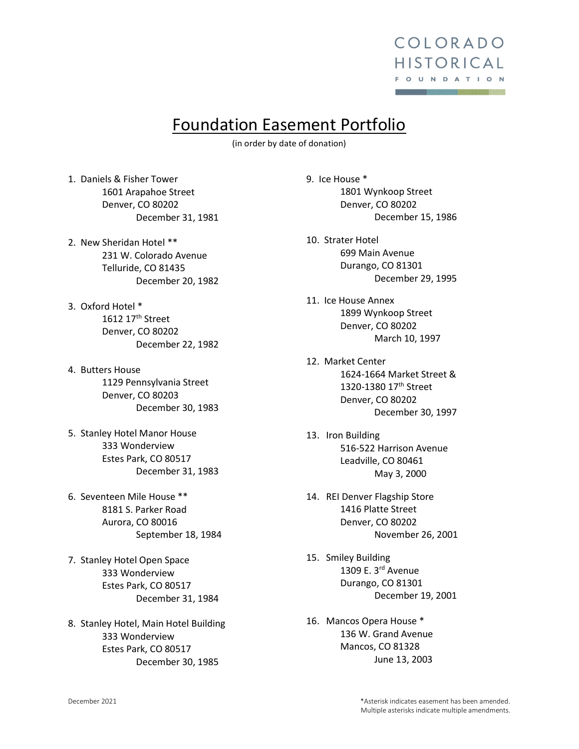COLORADO HISTORICAL FOUNDATION

# Foundation Easement Portfolio

(in order by date of donation)

1. Daniels & Fisher Tower
   1601 Arapahoe Street
   Denver, CO 80202
   December 31, 1981

2. New Sheridan Hotel **
   231 W. Colorado Avenue
   Telluride, CO 81435
   December 20, 1982

3. Oxford Hotel *
   1612 17th Street
   Denver, CO 80202
   December 22, 1982

4. Butters House
   1129 Pennsylvania Street
   Denver, CO 80203
   December 30, 1983

5. Stanley Hotel Manor House
   333 Wonderview
   Estes Park, CO 80517
   December 31, 1983

6. Seventeen Mile House **
   8181 S. Parker Road
   Aurora, CO 80016
   September 18, 1984

7. Stanley Hotel Open Space
   333 Wonderview
   Estes Park, CO 80517
   December 31, 1984

8. Stanley Hotel, Main Hotel Building
   333 Wonderview
   Estes Park, CO 80517
   December 30, 1985

9. Ice House *
   1801 Wynkoop Street
   Denver, CO 80202
   December 15, 1986

10. Strater Hotel
    699 Main Avenue
    Durango, CO 81301
    December 29, 1995

11. Ice House Annex
    1899 Wynkoop Street
    Denver, CO 80202
    March 10, 1997

12. Market Center
    1624-1664 Market Street &
    1320-1380 17th Street
    Denver, CO 80202
    December 30, 1997

13. Iron Building
    516-522 Harrison Avenue
    Leadville, CO 80461
    May 3, 2000

14. REI Denver Flagship Store
    1416 Platte Street
    Denver, CO 80202
    November 26, 2001

15. Smiley Building
    1309 E. 3rd Avenue
    Durango, CO 81301
    December 19, 2001

16. Mancos Opera House *
    136 W. Grand Avenue
    Mancos, CO 81328
    June 13, 2003

December 2021

*Asterisk indicates easement has been amended. Multiple asterisks indicate multiple amendments.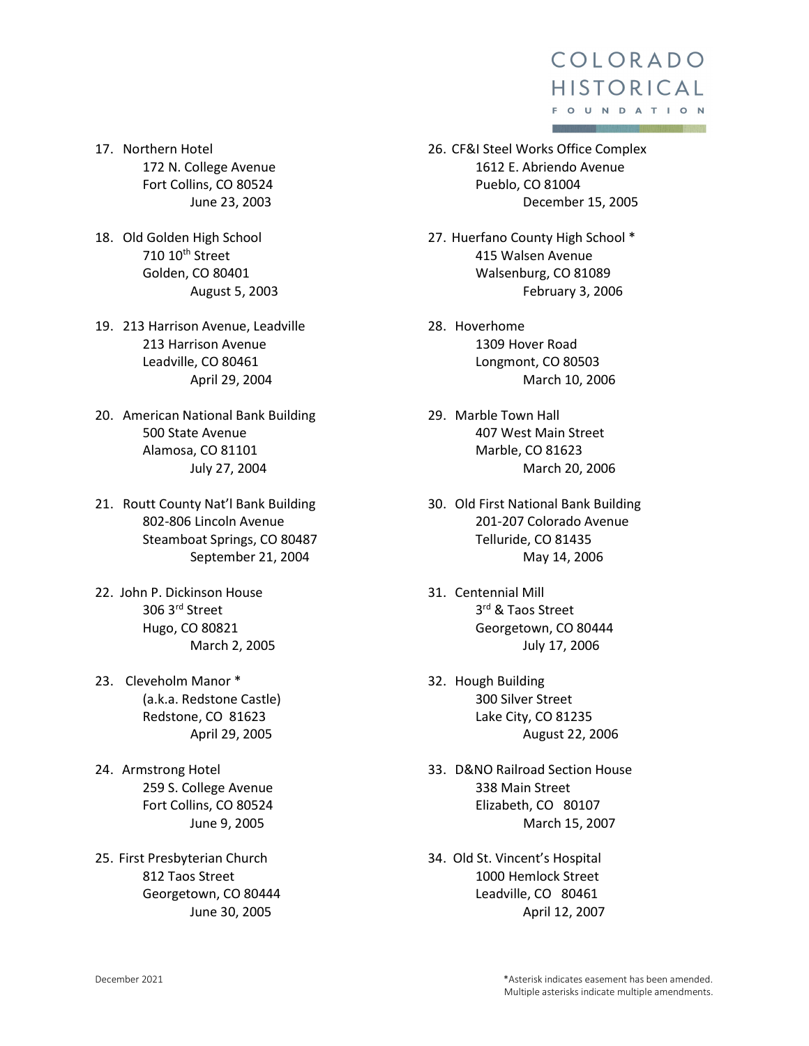17. Northern Hotel
    172 N. College Avenue
    Fort Collins, CO 80524
    June 23, 2003

18. Old Golden High School
    710 10th Street
    Golden, CO 80401
    August 5, 2003

19. 213 Harrison Avenue, Leadville
    213 Harrison Avenue
    Leadville, CO 80461
    April 29, 2004

20. American National Bank Building
    500 State Avenue
    Alamosa, CO 81101
    July 27, 2004

21. Routt County Nat'l Bank Building
    802-806 Lincoln Avenue
    Steamboat Springs, CO 80487
    September 21, 2004

22. John P. Dickinson House
    306 3rd Street
    Hugo, CO 80821
    March 2, 2005

23. Cleveholm Manor *
    (a.k.a. Redstone Castle)
    Redstone, CO 81623
    April 29, 2005

24. Armstrong Hotel
    259 S. College Avenue
    Fort Collins, CO 80524
    June 9, 2005

25. First Presbyterian Church
    812 Taos Street
    Georgetown, CO 80444
    June 30, 2005

26. CF&I Steel Works Office Complex
    1612 E. Abriendo Avenue
    Pueblo, CO 81004
    December 15, 2005

27. Huerfano County High School *
    415 Walsen Avenue
    Walsenburg, CO 81089
    February 3, 2006

28. Hoverhome
    1309 Hover Road
    Longmont, CO 80503
    March 10, 2006

29. Marble Town Hall
    407 West Main Street
    Marble, CO 81623
    March 20, 2006

30. Old First National Bank Building
    201-207 Colorado Avenue
    Telluride, CO 81435
    May 14, 2006

31. Centennial Mill
    3rd & Taos Street
    Georgetown, CO 80444
    July 17, 2006

32. Hough Building
    300 Silver Street
    Lake City, CO 81235
    August 22, 2006

33. D&NO Railroad Section House
    338 Main Street
    Elizabeth, CO 80107
    March 15, 2007

34. Old St. Vincent's Hospital
    1000 Hemlock Street
    Leadville, CO 80461
    April 12, 2007

December 2021

*Asterisk indicates easement has been amended. Multiple asterisks indicate multiple amendments.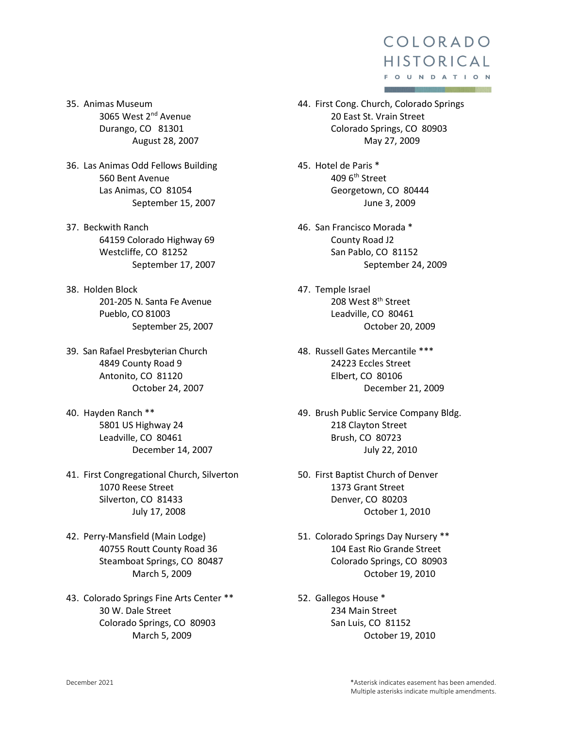35. Animas Museum
    3065 West 2nd Avenue
    Durango, CO 81301
    August 28, 2007

36. Las Animas Odd Fellows Building
    560 Bent Avenue
    Las Animas, CO 81054
    September 15, 2007

37. Beckwith Ranch
    64159 Colorado Highway 69
    Westcliffe, CO 81252
    September 17, 2007

38. Holden Block
    201-205 N. Santa Fe Avenue
    Pueblo, CO 81003
    September 25, 2007

39. San Rafael Presbyterian Church
    4849 County Road 9
    Antonito, CO 81120
    October 24, 2007

40. Hayden Ranch **
    5801 US Highway 24
    Leadville, CO 80461
    December 14, 2007

41. First Congregational Church, Silverton
    1070 Reese Street
    Silverton, CO 81433
    July 17, 2008

42. Perry-Mansfield (Main Lodge)
    40755 Routt County Road 36
    Steamboat Springs, CO 80487
    March 5, 2009

43. Colorado Springs Fine Arts Center **
    30 W. Dale Street
    Colorado Springs, CO 80903
    March 5, 2009

44. First Cong. Church, Colorado Springs
    20 East St. Vrain Street
    Colorado Springs, CO 80903
    May 27, 2009

45. Hotel de Paris *
    409 6th Street
    Georgetown, CO 80444
    June 3, 2009

46. San Francisco Morada *
    County Road J2
    San Pablo, CO 81152
    September 24, 2009

47. Temple Israel
    208 West 8th Street
    Leadville, CO 80461
    October 20, 2009

48. Russell Gates Mercantile ***
    24223 Eccles Street
    Elbert, CO 80106
    December 21, 2009

49. Brush Public Service Company Bldg.
    218 Clayton Street
    Brush, CO 80723
    July 22, 2010

50. First Baptist Church of Denver
    1373 Grant Street
    Denver, CO 80203
    October 1, 2010

51. Colorado Springs Day Nursery **
    104 East Rio Grande Street
    Colorado Springs, CO 80903
    October 19, 2010

52. Gallegos House *
    234 Main Street
    San Luis, CO 81152
    October 19, 2010

*Asterisk indicates easement has been amended. Multiple asterisks indicate multiple amendments.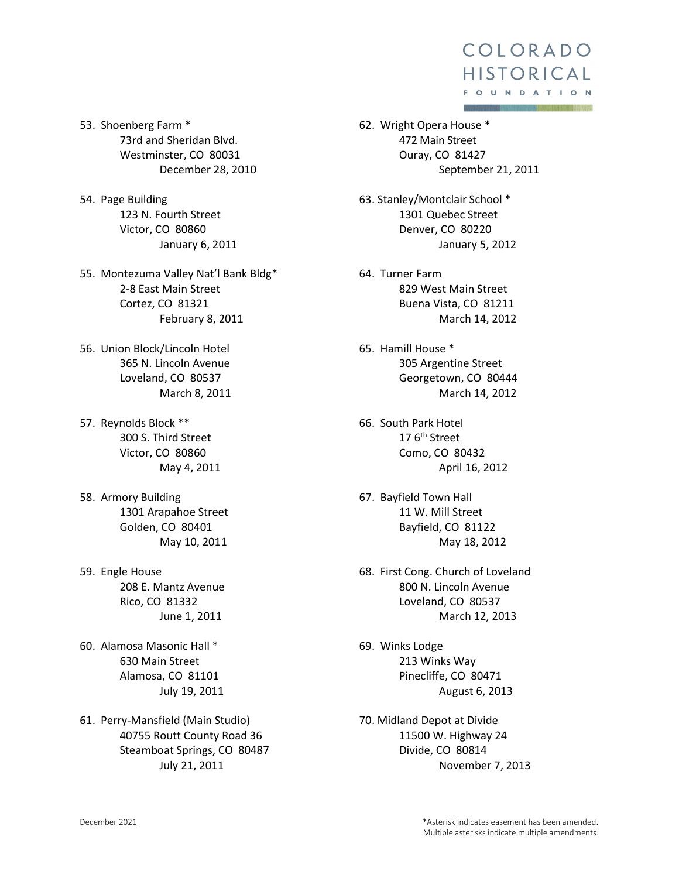53. Shoenberg Farm *
    73rd and Sheridan Blvd.
    Westminster, CO 80031
    December 28, 2010

54. Page Building
    123 N. Fourth Street
    Victor, CO 80860
    January 6, 2011

55. Montezuma Valley Nat'l Bank Bldg*
    2-8 East Main Street
    Cortez, CO 81321
    February 8, 2011

56. Union Block/Lincoln Hotel
    365 N. Lincoln Avenue
    Loveland, CO 80537
    March 8, 2011

57. Reynolds Block **
    300 S. Third Street
    Victor, CO 80860
    May 4, 2011

58. Armory Building
    1301 Arapahoe Street
    Golden, CO 80401
    May 10, 2011

59. Engle House
    208 E. Mantz Avenue
    Rico, CO 81332
    June 1, 2011

60. Alamosa Masonic Hall *
    630 Main Street
    Alamosa, CO 81101
    July 19, 2011

61. Perry-Mansfield (Main Studio)
    40755 Routt County Road 36
    Steamboat Springs, CO 80487
    July 21, 2011

62. Wright Opera House *
    472 Main Street
    Ouray, CO 81427
    September 21, 2011

63. Stanley/Montclair School *
    1301 Quebec Street
    Denver, CO 80220
    January 5, 2012

64. Turner Farm
    829 West Main Street
    Buena Vista, CO 81211
    March 14, 2012

65. Hamill House *
    305 Argentine Street
    Georgetown, CO 80444
    March 14, 2012

66. South Park Hotel
    17 6th Street
    Como, CO 80432
    April 16, 2012

67. Bayfield Town Hall
    11 W. Mill Street
    Bayfield, CO 81122
    May 18, 2012

68. First Cong. Church of Loveland
    800 N. Lincoln Avenue
    Loveland, CO 80537
    March 12, 2013

69. Winks Lodge
    213 Winks Way
    Pinecliffe, CO 80471
    August 6, 2013

70. Midland Depot at Divide
    11500 W. Highway 24
    Divide, CO 80814
    November 7, 2013

*Asterisk indicates easement has been amended.
Multiple asterisks indicate multiple amendments.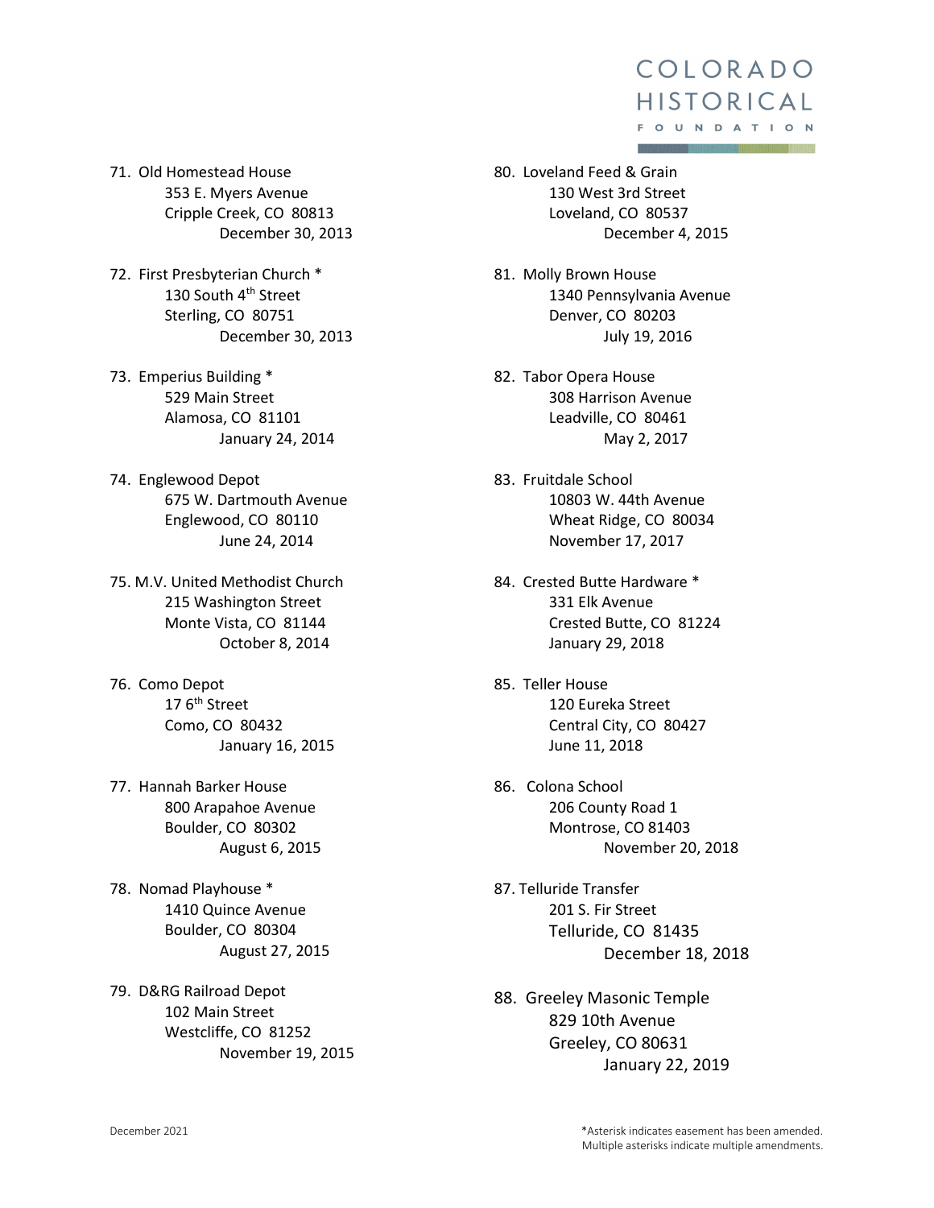71. Old Homestead House
    353 E. Myers Avenue
    Cripple Creek, CO 80813
    December 30, 2013

72. First Presbyterian Church *
    130 South 4th Street
    Sterling, CO 80751
    December 30, 2013

73. Emperius Building *
    529 Main Street
    Alamosa, CO 81101
    January 24, 2014

74. Englewood Depot
    675 W. Dartmouth Avenue
    Englewood, CO 80110
    June 24, 2014

75. M.V. United Methodist Church
    215 Washington Street
    Monte Vista, CO 81144
    October 8, 2014

76. Como Depot
    17 6th Street
    Como, CO 80432
    January 16, 2015

77. Hannah Barker House
    800 Arapahoe Avenue
    Boulder, CO 80302
    August 6, 2015

78. Nomad Playhouse *
    1410 Quince Avenue
    Boulder, CO 80304
    August 27, 2015

79. D&RG Railroad Depot
    102 Main Street
    Westcliffe, CO 81252
    November 19, 2015

80. Loveland Feed & Grain
    130 West 3rd Street
    Loveland, CO 80537
    December 4, 2015

81. Molly Brown House
    1340 Pennsylvania Avenue
    Denver, CO 80203
    July 19, 2016

82. Tabor Opera House
    308 Harrison Avenue
    Leadville, CO 80461
    May 2, 2017

83. Fruitdale School
    10803 W. 44th Avenue
    Wheat Ridge, CO 80034
    November 17, 2017

84. Crested Butte Hardware *
    331 Elk Avenue
    Crested Butte, CO 81224
    January 29, 2018

85. Teller House
    120 Eureka Street
    Central City, CO 80427
    June 11, 2018

86. Colona School
    206 County Road 1
    Montrose, CO 81403
    November 20, 2018

87. Telluride Transfer
    201 S. Fir Street
    Telluride, CO 81435
    December 18, 2018

88. Greeley Masonic Temple
    829 10th Avenue
    Greeley, CO 80631
    January 22, 2019

December 2021

*Asterisk indicates easement has been amended.
Multiple asterisks indicate multiple amendments.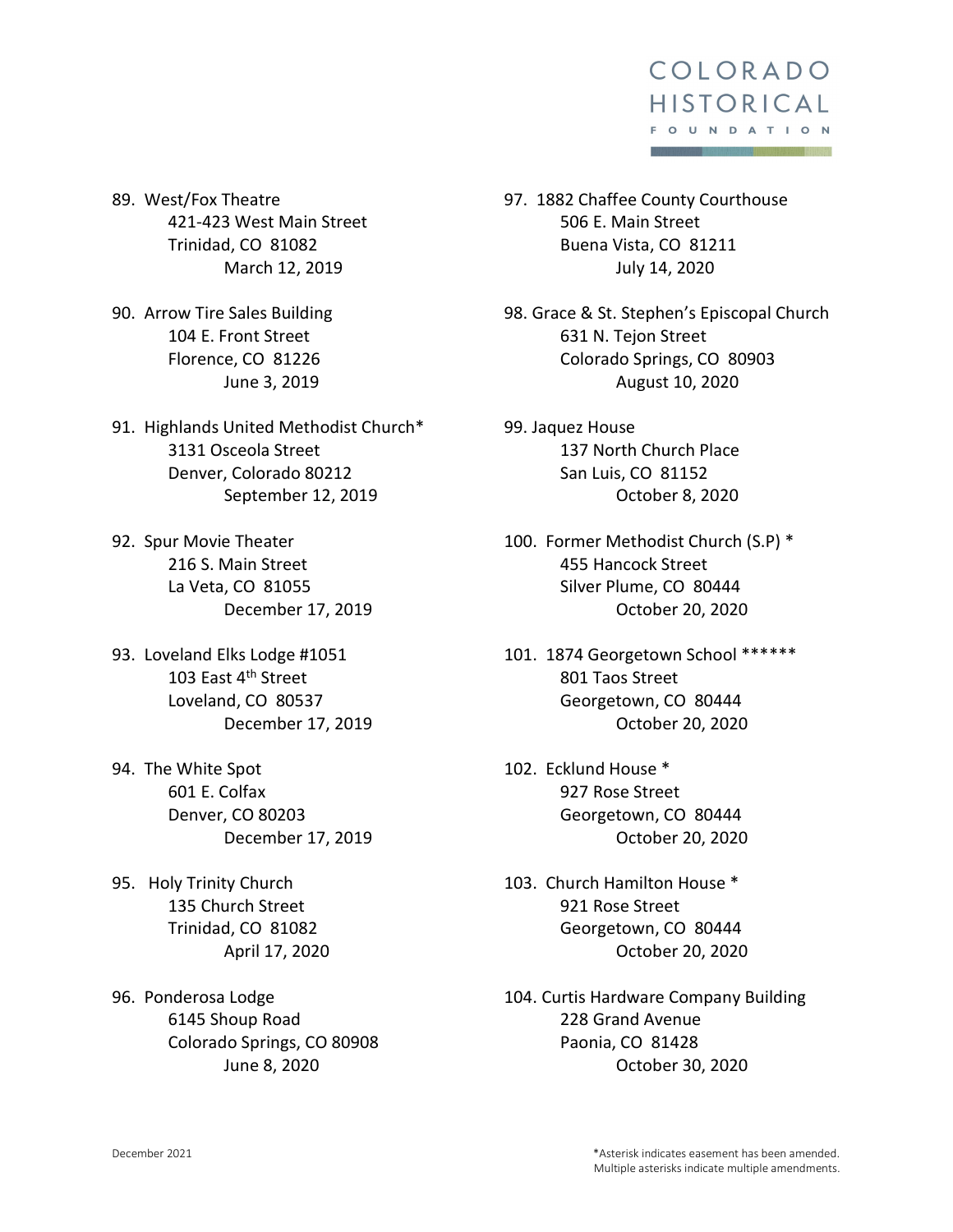89. West/Fox Theatre
    421-423 West Main Street
    Trinidad, CO 81082
    March 12, 2019

90. Arrow Tire Sales Building
    104 E. Front Street
    Florence, CO 81226
    June 3, 2019

91. Highlands United Methodist Church*
    3131 Osceola Street
    Denver, Colorado 80212
    September 12, 2019

92. Spur Movie Theater
    216 S. Main Street
    La Veta, CO 81055
    December 17, 2019

93. Loveland Elks Lodge #1051
    103 East 4th Street
    Loveland, CO 80537
    December 17, 2019

94. The White Spot
    601 E. Colfax
    Denver, CO 80203
    December 17, 2019

95. Holy Trinity Church
    135 Church Street
    Trinidad, CO 81082
    April 17, 2020

96. Ponderosa Lodge
    6145 Shoup Road
    Colorado Springs, CO 80908
    June 8, 2020

97. 1882 Chaffee County Courthouse
    506 E. Main Street
    Buena Vista, CO 81211
    July 14, 2020

98. Grace & St. Stephen's Episcopal Church
    631 N. Tejon Street
    Colorado Springs, CO 80903
    August 10, 2020

99. Jaquez House
    137 North Church Place
    San Luis, CO 81152
    October 8, 2020

100. Former Methodist Church (S.P) *
    455 Hancock Street
    Silver Plume, CO 80444
    October 20, 2020

101. 1874 Georgetown School ******
    801 Taos Street
    Georgetown, CO 80444
    October 20, 2020

102. Ecklund House *
    927 Rose Street
    Georgetown, CO 80444
    October 20, 2020

103. Church Hamilton House *
    921 Rose Street
    Georgetown, CO 80444
    October 20, 2020

104. Curtis Hardware Company Building
    228 Grand Avenue
    Paonia, CO 81428
    October 30, 2020

December 2021

*Asterisk indicates easement has been amended.
Multiple asterisks indicate multiple amendments.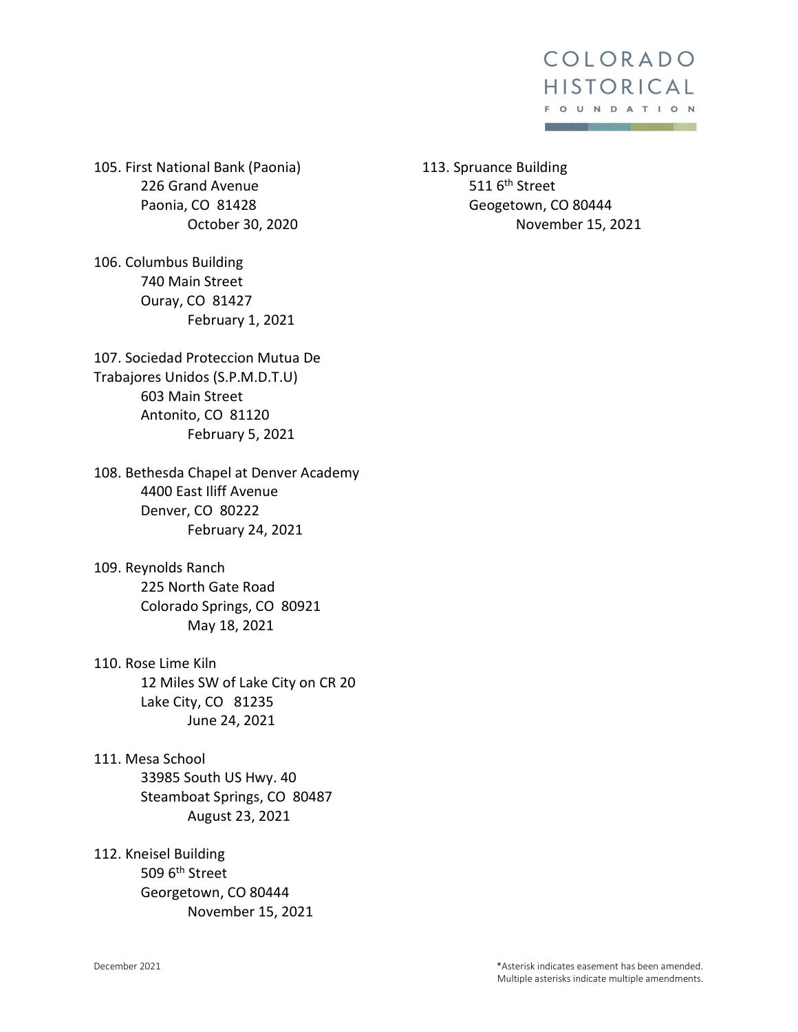105. First National Bank (Paonia)
226 Grand Avenue
Paonia, CO 81428
October 30, 2020

106. Columbus Building
740 Main Street
Ouray, CO 81427
February 1, 2021

107. Sociedad Proteccion Mutua De Trabajores Unidos (S.P.M.D.T.U)
603 Main Street
Antonito, CO 81120
February 5, 2021

108. Bethesda Chapel at Denver Academy
4400 East Iliff Avenue
Denver, CO 80222
February 24, 2021

109. Reynolds Ranch
225 North Gate Road
Colorado Springs, CO 80921
May 18, 2021

110. Rose Lime Kiln
12 Miles SW of Lake City on CR 20
Lake City, CO 81235
June 24, 2021

111. Mesa School
33985 South US Hwy. 40
Steamboat Springs, CO 80487
August 23, 2021

112. Kneisel Building
509 6th Street
Georgetown, CO 80444
November 15, 2021

113. Spruance Building
511 6th Street
Geogetown, CO 80444
November 15, 2021

December 2021

*Asterisk indicates easement has been amended.
Multiple asterisks indicate multiple amendments.